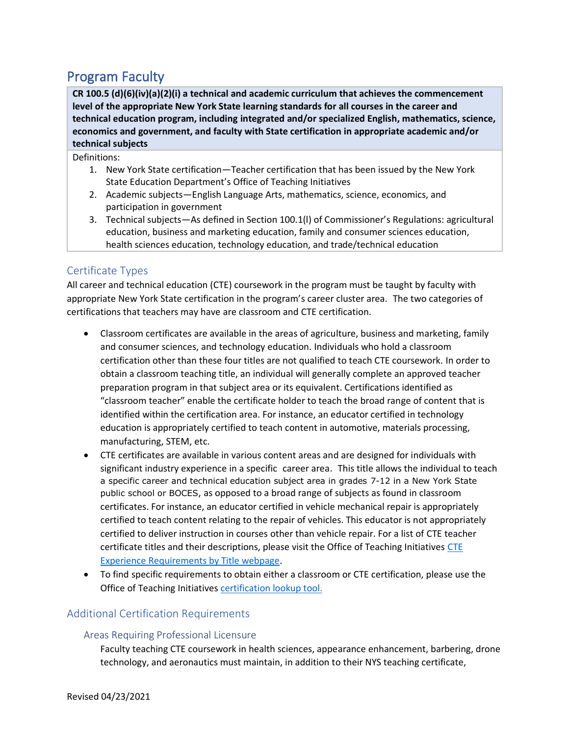# Program Faculty

**CR 100.5 (d)(6)(iv)(a)(2)(i) a technical and academic curriculum that achieves the commencement level of the appropriate New York State learning standards for all courses in the career and technical education program, including integrated and/or specialized English, mathematics, science, economics and government, and faculty with State certification in appropriate academic and/or technical subjects**

Definitions:

1. New York State certification—Teacher certification that has been issued by the New York State Education Department's Office of Teaching Initiatives
2. Academic subjects—English Language Arts, mathematics, science, economics, and participation in government
3. Technical subjects—As defined in Section 100.1(l) of Commissioner's Regulations: agricultural education, business and marketing education, family and consumer sciences education, health sciences education, technology education, and trade/technical education

## Certificate Types

All career and technical education (CTE) coursework in the program must be taught by faculty with appropriate New York State certification in the program's career cluster area. The two categories of certifications that teachers may have are classroom and CTE certification.

- Classroom certificates are available in the areas of agriculture, business and marketing, family and consumer sciences, and technology education. Individuals who hold a classroom certification other than these four titles are not qualified to teach CTE coursework. In order to obtain a classroom teaching title, an individual will generally complete an approved teacher preparation program in that subject area or its equivalent. Certifications identified as "classroom teacher" enable the certificate holder to teach the broad range of content that is identified within the certification area. For instance, an educator certified in technology education is appropriately certified to teach content in automotive, materials processing, manufacturing, STEM, etc.
- CTE certificates are available in various content areas and are designed for individuals with significant industry experience in a specific career area. This title allows the individual to teach a specific career and technical education subject area in grades 7-12 in a New York State public school or BOCES, as opposed to a broad range of subjects as found in classroom certificates. For instance, an educator certified in vehicle mechanical repair is appropriately certified to teach content relating to the repair of vehicles. This educator is not appropriately certified to deliver instruction in courses other than vehicle repair. For a list of CTE teacher certificate titles and their descriptions, please visit the Office of Teaching Initiatives CTE Experience Requirements by Title webpage.
- To find specific requirements to obtain either a classroom or CTE certification, please use the Office of Teaching Initiatives certification lookup tool.

## Additional Certification Requirements

### Areas Requiring Professional Licensure

Faculty teaching CTE coursework in health sciences, appearance enhancement, barbering, drone technology, and aeronautics must maintain, in addition to their NYS teaching certificate,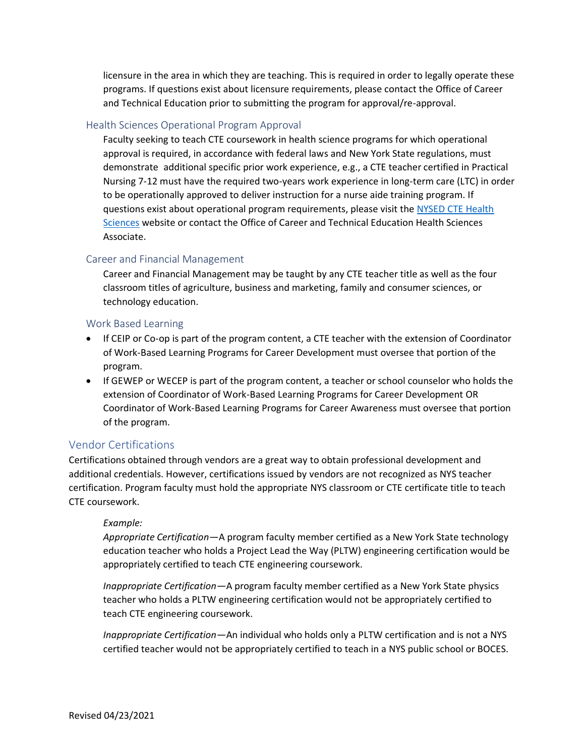licensure in the area in which they are teaching. This is required in order to legally operate these programs. If questions exist about licensure requirements, please contact the Office of Career and Technical Education prior to submitting the program for approval/re-approval.

### Health Sciences Operational Program Approval

Faculty seeking to teach CTE coursework in health science programs for which operational approval is required, in accordance with federal laws and New York State regulations, must demonstrate additional specific prior work experience, e.g., a CTE teacher certified in Practical Nursing 7-12 must have the required two-years work experience in long-term care (LTC) in order to be operationally approved to deliver instruction for a nurse aide training program. If questions exist about operational program requirements, please visit the NYSED CTE Health Sciences website or contact the Office of Career and Technical Education Health Sciences Associate.

### Career and Financial Management

Career and Financial Management may be taught by any CTE teacher title as well as the four classroom titles of agriculture, business and marketing, family and consumer sciences, or technology education.

### Work Based Learning

- If CEIP or Co-op is part of the program content, a CTE teacher with the extension of Coordinator of Work-Based Learning Programs for Career Development must oversee that portion of the program.
- If GEWEP or WECEP is part of the program content, a teacher or school counselor who holds the extension of Coordinator of Work-Based Learning Programs for Career Development OR Coordinator of Work-Based Learning Programs for Career Awareness must oversee that portion of the program.

## Vendor Certifications

Certifications obtained through vendors are a great way to obtain professional development and additional credentials. However, certifications issued by vendors are not recognized as NYS teacher certification. Program faculty must hold the appropriate NYS classroom or CTE certificate title to teach CTE coursework.

*Example:*

*Appropriate Certification*—A program faculty member certified as a New York State technology education teacher who holds a Project Lead the Way (PLTW) engineering certification would be appropriately certified to teach CTE engineering coursework.

*Inappropriate Certification*—A program faculty member certified as a New York State physics teacher who holds a PLTW engineering certification would not be appropriately certified to teach CTE engineering coursework.

*Inappropriate Certification*—An individual who holds only a PLTW certification and is not a NYS certified teacher would not be appropriately certified to teach in a NYS public school or BOCES.

Revised 04/23/2021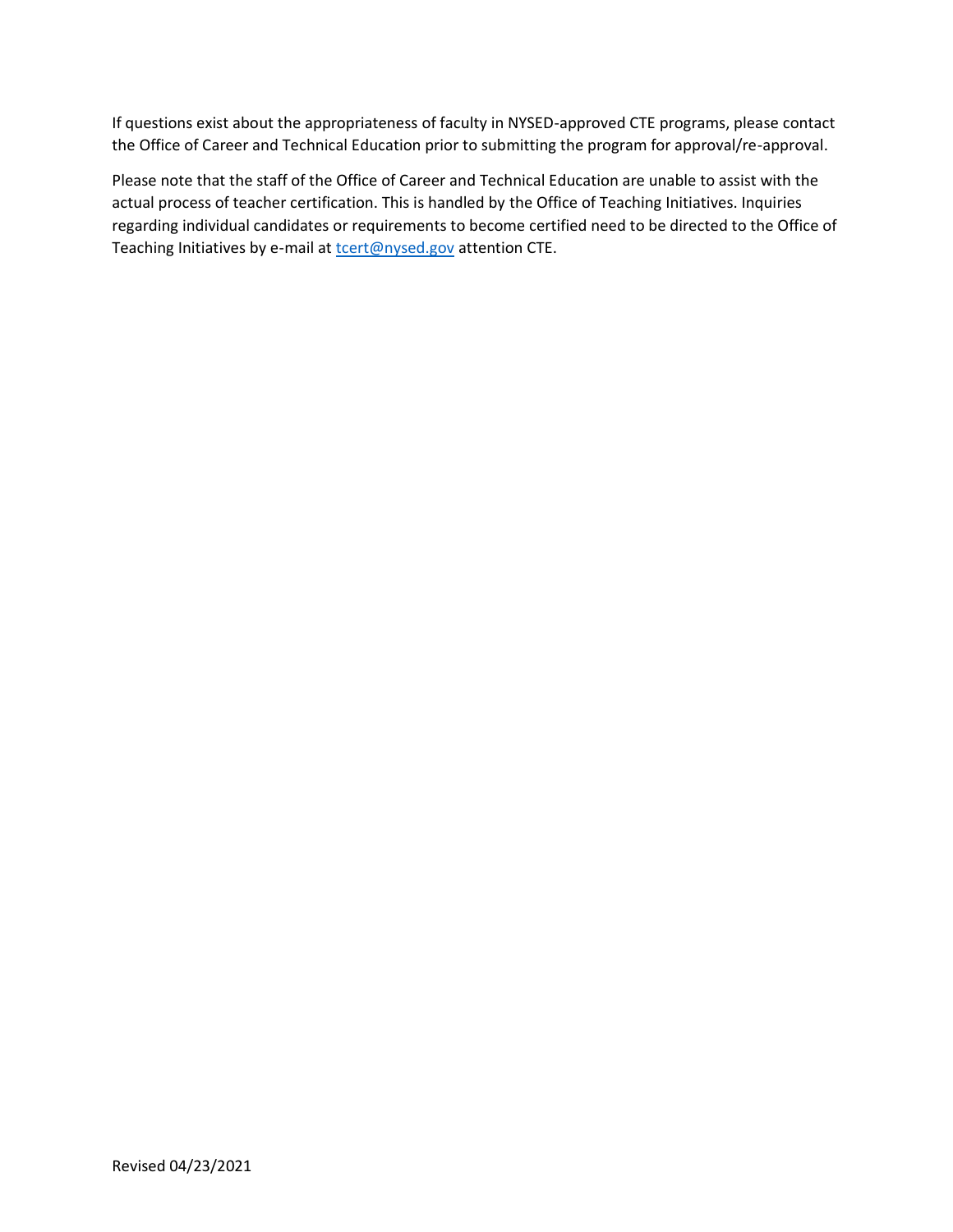If questions exist about the appropriateness of faculty in NYSED-approved CTE programs, please contact the Office of Career and Technical Education prior to submitting the program for approval/re-approval.

Please note that the staff of the Office of Career and Technical Education are unable to assist with the actual process of teacher certification. This is handled by the Office of Teaching Initiatives. Inquiries regarding individual candidates or requirements to become certified need to be directed to the Office of Teaching Initiatives by e-mail at tcert@nysed.gov attention CTE.

Revised 04/23/2021